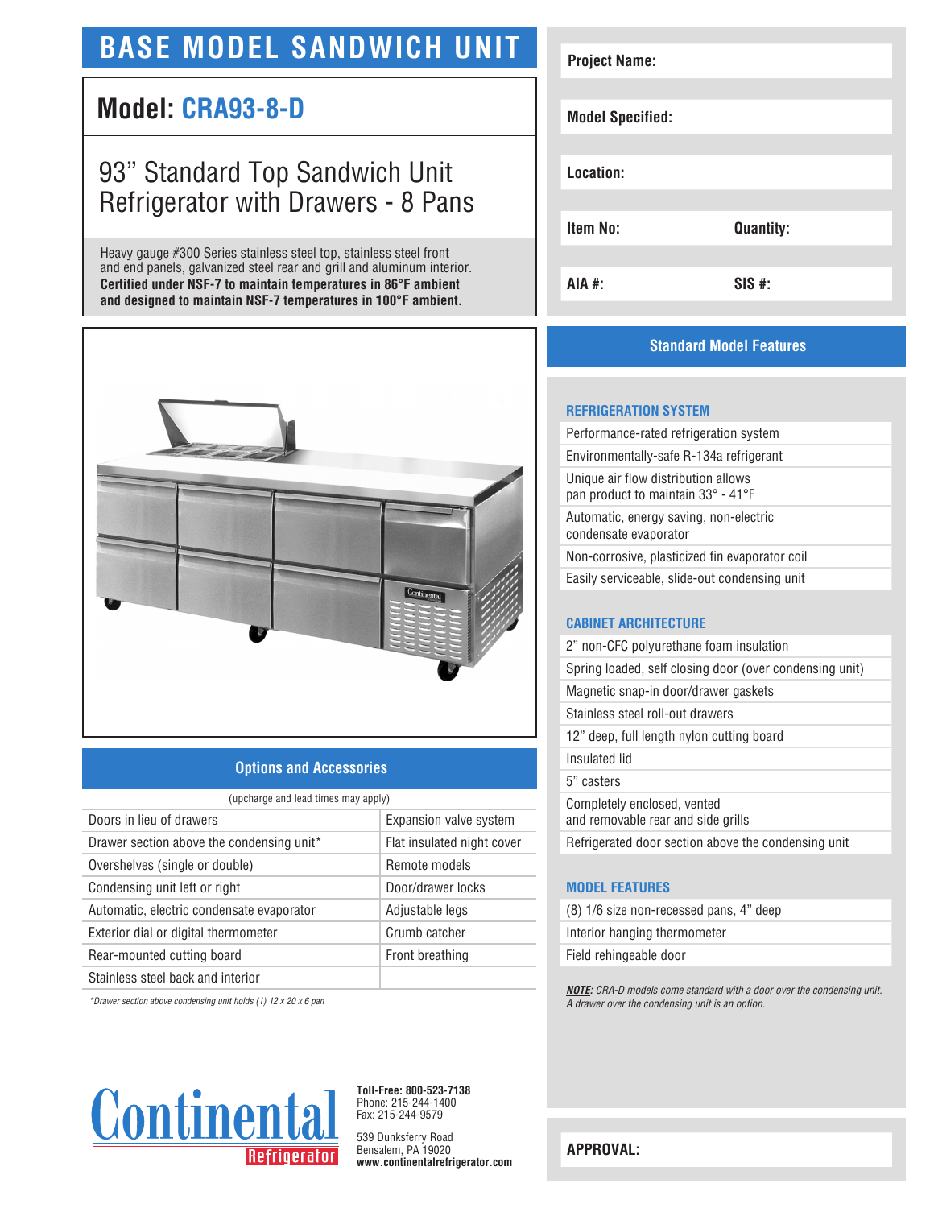# BASE MODEL SANDWICH UNIT

## Model: CRA93-8-D

### 93" Standard Top Sandwich Unit Refrigerator with Drawers - 8 Pans

Heavy gauge #300 Series stainless steel top, stainless steel front and end panels, galvanized steel rear and grill and aluminum interior. **Certified under NSF-7 to maintain temperatures in 86°F ambient and designed to maintain NSF-7 temperatures in 100°F ambient.**

| | |
|---|---|
| **Project Name:** | |
| **Model Specified:** | |
| **Location:** | |
| **Item No:** | **Quantity:** |
| **AIA #:** | **SIS #:** |

## Options and Accessories

(upcharge and lead times may apply)

| | |
|---|---|
| Doors in lieu of drawers | Expansion valve system |
| Drawer section above the condensing unit* | Flat insulated night cover |
| Overshelves (single or double) | Remote models |
| Condensing unit left or right | Door/drawer locks |
| Automatic, electric condensate evaporator | Adjustable legs |
| Exterior dial or digital thermometer | Crumb catcher |
| Rear-mounted cutting board | Front breathing |
| Stainless steel back and interior | |

*Drawer section above condensing unit holds (1) 12 x 20 x 6 pan*

## Standard Model Features

### REFRIGERATION SYSTEM

- Performance-rated refrigeration system
- Environmentally-safe R-134a refrigerant
- Unique air flow distribution allows pan product to maintain 33° - 41°F
- Automatic, energy saving, non-electric condensate evaporator
- Non-corrosive, plasticized fin evaporator coil
- Easily serviceable, slide-out condensing unit

### CABINET ARCHITECTURE

- 2" non-CFC polyurethane foam insulation
- Spring loaded, self closing door (over condensing unit)
- Magnetic snap-in door/drawer gaskets
- Stainless steel roll-out drawers
- 12" deep, full length nylon cutting board
- Insulated lid
- 5" casters
- Completely enclosed, vented and removable rear and side grills
- Refrigerated door section above the condensing unit

### MODEL FEATURES

- (8) 1/6 size non-recessed pans, 4" deep
- Interior hanging thermometer
- Field rehingeable door

***NOTE:** CRA-D models come standard with a door over the condensing unit. A drawer over the condensing unit is an option.*

Continental Refrigerator

**Toll-Free: 800-523-7138**
Phone: 215-244-1400
Fax: 215-244-9579

539 Dunksferry Road
Bensalem, PA 19020
**www.continentalrefrigerator.com**

**APPROVAL:**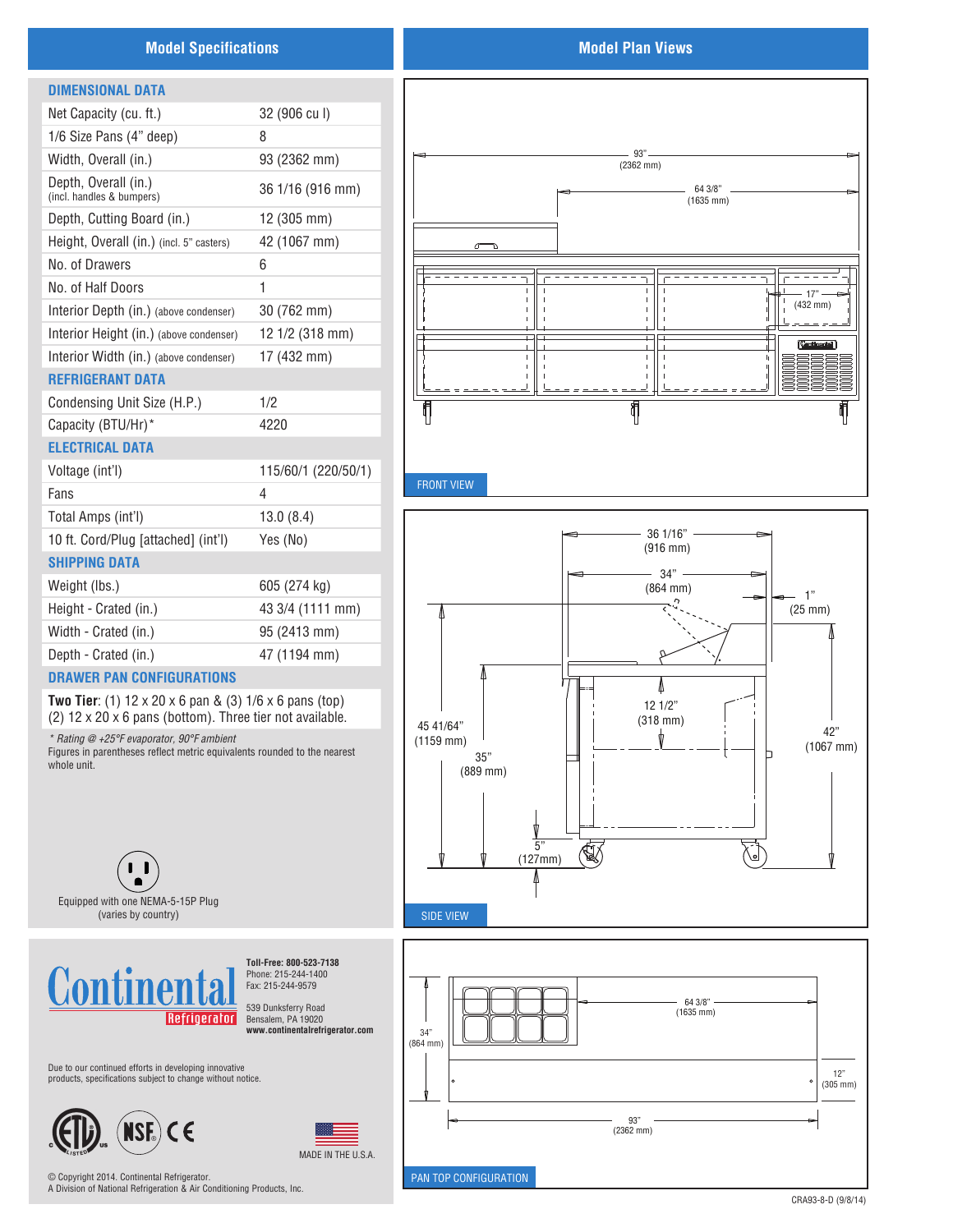## Model Specifications

### DIMENSIONAL DATA

| | |
|---|---|
| Net Capacity (cu. ft.) | 32 (906 cu l) |
| 1/6 Size Pans (4" deep) | 8 |
| Width, Overall (in.) | 93 (2362 mm) |
| Depth, Overall (in.) (incl. handles & bumpers) | 36 1/16 (916 mm) |
| Depth, Cutting Board (in.) | 12 (305 mm) |
| Height, Overall (in.) (incl. 5" casters) | 42 (1067 mm) |
| No. of Drawers | 6 |
| No. of Half Doors | 1 |
| Interior Depth (in.) (above condenser) | 30 (762 mm) |
| Interior Height (in.) (above condenser) | 12 1/2 (318 mm) |
| Interior Width (in.) (above condenser) | 17 (432 mm) |

### REFRIGERANT DATA

| | |
|---|---|
| Condensing Unit Size (H.P.) | 1/2 |
| Capacity (BTU/Hr)* | 4220 |

### ELECTRICAL DATA

| | |
|---|---|
| Voltage (int'l) | 115/60/1 (220/50/1) |
| Fans | 4 |
| Total Amps (int'l) | 13.0 (8.4) |
| 10 ft. Cord/Plug [attached] (int'l) | Yes (No) |

### SHIPPING DATA

| | |
|---|---|
| Weight (lbs.) | 605 (274 kg) |
| Height - Crated (in.) | 43 3/4 (1111 mm) |
| Width - Crated (in.) | 95 (2413 mm) |
| Depth - Crated (in.) | 47 (1194 mm) |

### DRAWER PAN CONFIGURATIONS

**Two Tier**: (1) 12 x 20 x 6 pan & (3) 1/6 x 6 pans (top) (2) 12 x 20 x 6 pans (bottom). Three tier not available.

*\* Rating @ +25°F evaporator, 90°F ambient*

Figures in parentheses reflect metric equivalents rounded to the nearest whole unit.

Equipped with one NEMA-5-15P Plug (varies by country)

**Continental Refrigerator**

**Toll-Free: 800-523-7138**
Phone: 215-244-1400
Fax: 215-244-9579

539 Dunksferry Road
Bensalem, PA 19020
**www.continentalrefrigerator.com**

Due to our continued efforts in developing innovative products, specifications subject to change without notice.

MADE IN THE U.S.A.

© Copyright 2014. Continental Refrigerator.
A Division of National Refrigeration & Air Conditioning Products, Inc.

## Model Plan Views

93"
(2362 mm)
64 3/8"
(1635 mm)
17"
(432 mm)

FRONT VIEW

36 1/16"
(916 mm)
34"
(864 mm)
1"
(25 mm)
12 1/2"
(318 mm)
45 41/64"
(1159 mm)
35"
(889 mm)
42"
(1067 mm)
5"
(127mm)

SIDE VIEW

34"
(864 mm)
64 3/8"
(1635 mm)
12"
(305 mm)
93"
(2362 mm)

PAN TOP CONFIGURATION

CRA93-8-D (9/8/14)